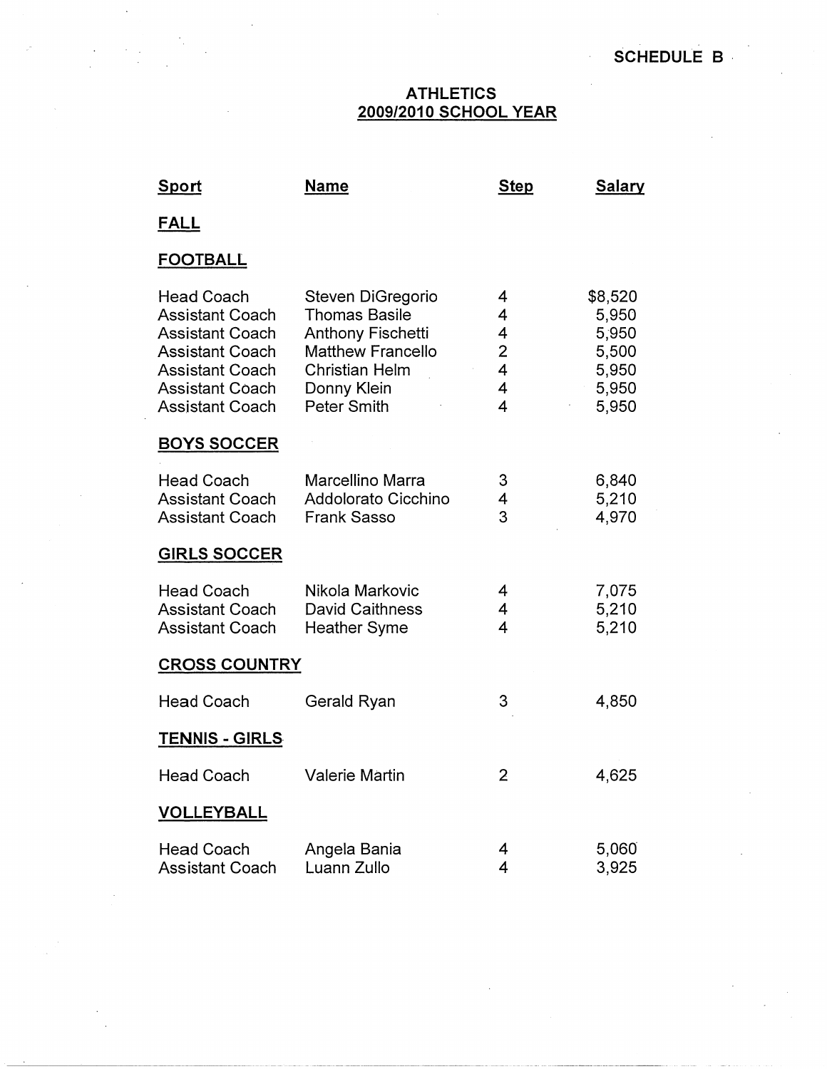SCHEDULE B

# ATHLETICS
## 2009/2010 SCHOOL YEAR

| Sport | Name | Step | Salary |
|---|---|---|---|
| **FALL** | | | |
| **FOOTBALL** | | | |
| Head Coach | Steven DiGregorio | 4 | $8,520 |
| Assistant Coach | Thomas Basile | 4 | 5,950 |
| Assistant Coach | Anthony Fischetti | 4 | 5,950 |
| Assistant Coach | Matthew Francello | 2 | 5,500 |
| Assistant Coach | Christian Helm | 4 | 5,950 |
| Assistant Coach | Donny Klein | 4 | 5,950 |
| Assistant Coach | Peter Smith | 4 | 5,950 |
| **BOYS SOCCER** | | | |
| Head Coach | Marcellino Marra | 3 | 6,840 |
| Assistant Coach | Addolorato Cicchino | 4 | 5,210 |
| Assistant Coach | Frank Sasso | 3 | 4,970 |
| **GIRLS SOCCER** | | | |
| Head Coach | Nikola Markovic | 4 | 7,075 |
| Assistant Coach | David Caithness | 4 | 5,210 |
| Assistant Coach | Heather Syme | 4 | 5,210 |
| **CROSS COUNTRY** | | | |
| Head Coach | Gerald Ryan | 3 | 4,850 |
| **TENNIS - GIRLS** | | | |
| Head Coach | Valerie Martin | 2 | 4,625 |
| **VOLLEYBALL** | | | |
| Head Coach | Angela Bania | 4 | 5,060 |
| Assistant Coach | Luann Zullo | 4 | 3,925 |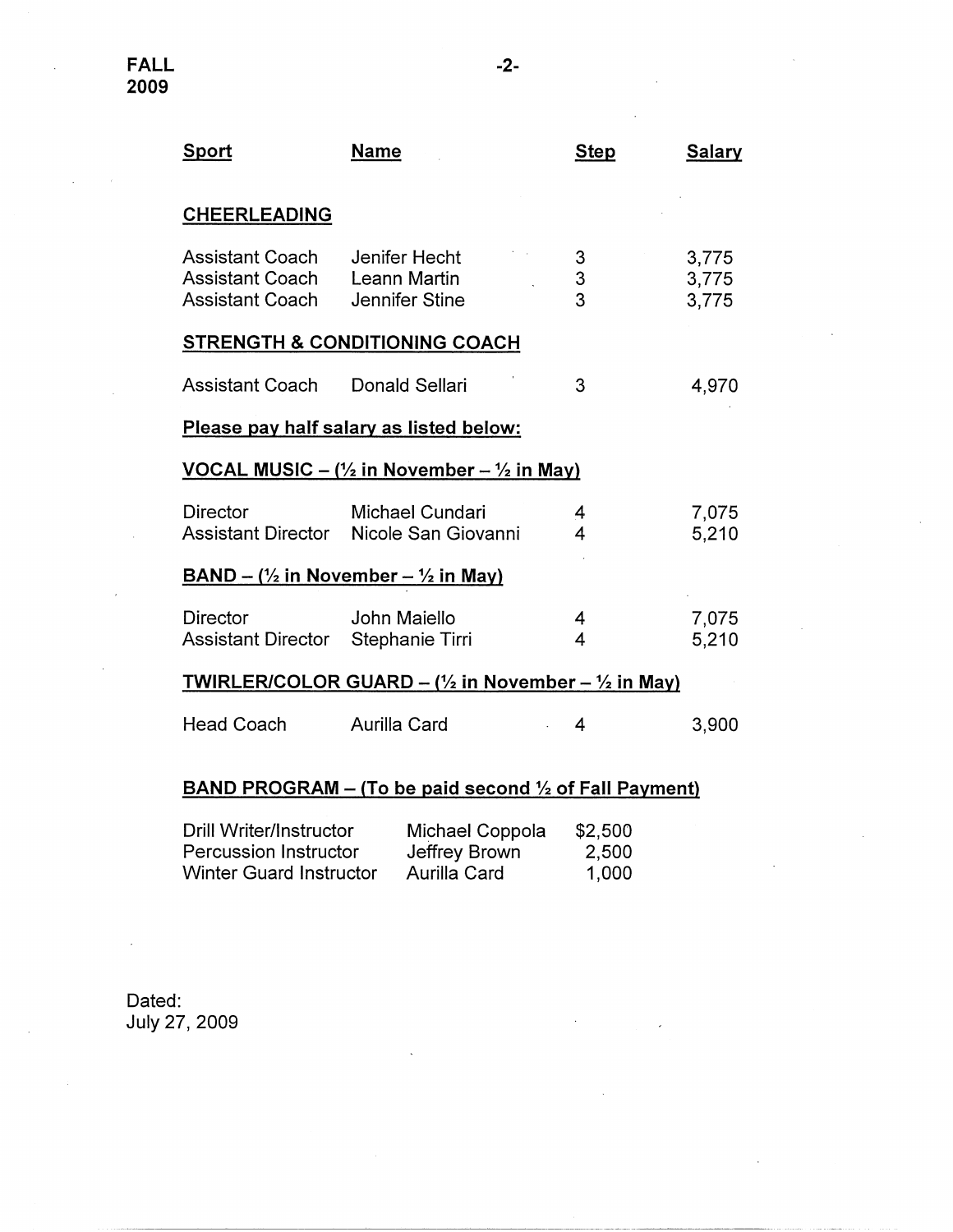FALL
2009

| Sport | Name | Step | Salary |
|---|---|---|---|
| **CHEERLEADING** | | | |
| Assistant Coach | Jenifer Hecht | 3 | 3,775 |
| Assistant Coach | Leann Martin | 3 | 3,775 |
| Assistant Coach | Jennifer Stine | 3 | 3,775 |
| **STRENGTH & CONDITIONING COACH** | | | |
| Assistant Coach | Donald Sellari | 3 | 4,970 |

**Please pay half salary as listed below:**

| Sport | Name | Step | Salary |
|---|---|---|---|
| **VOCAL MUSIC – (½ in November – ½ in May)** | | | |
| Director | Michael Cundari | 4 | 7,075 |
| Assistant Director | Nicole San Giovanni | 4 | 5,210 |
| **BAND – (½ in November – ½ in May)** | | | |
| Director | John Maiello | 4 | 7,075 |
| Assistant Director | Stephanie Tirri | 4 | 5,210 |
| **TWIRLER/COLOR GUARD – (½ in November – ½ in May)** | | | |
| Head Coach | Aurilla Card | 4 | 3,900 |

**BAND PROGRAM – (To be paid second ½ of Fall Payment)**

| | | |
|---|---|---|
| Drill Writer/Instructor | Michael Coppola | $2,500 |
| Percussion Instructor | Jeffrey Brown | 2,500 |
| Winter Guard Instructor | Aurilla Card | 1,000 |

Dated:
July 27, 2009